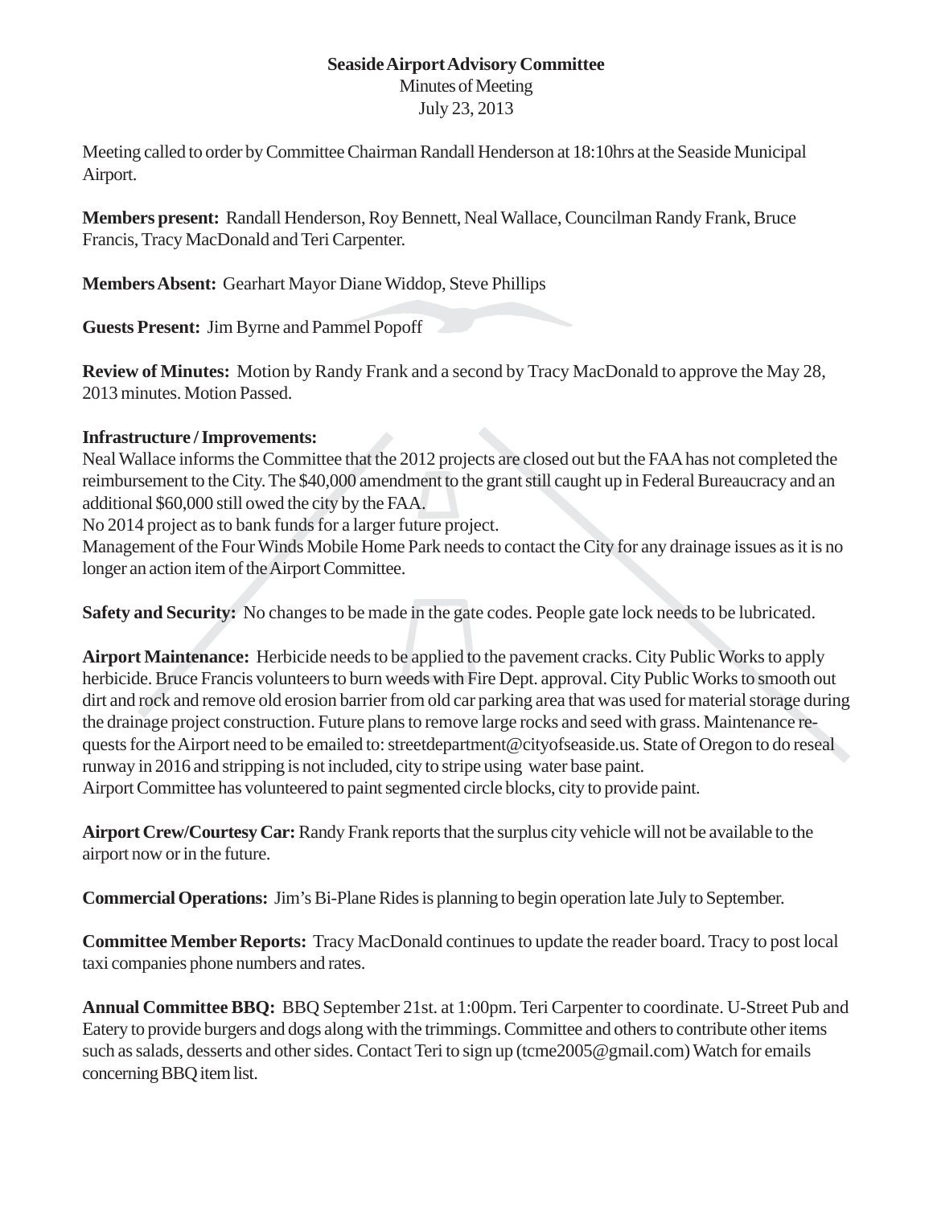**Seaside Airport Advisory Committee**

Minutes of Meeting

July 23, 2013

Meeting called to order by Committee Chairman Randall Henderson at 18:10hrs at the Seaside Municipal Airport.

**Members present:** Randall Henderson, Roy Bennett, Neal Wallace, Councilman Randy Frank, Bruce Francis, Tracy MacDonald and Teri Carpenter.

**Members Absent:** Gearhart Mayor Diane Widdop, Steve Phillips

**Guests Present:** Jim Byrne and Pammel Popoff

**Review of Minutes:** Motion by Randy Frank and a second by Tracy MacDonald to approve the May 28, 2013 minutes. Motion Passed.

**Infrastructure / Improvements:**
Neal Wallace informs the Committee that the 2012 projects are closed out but the FAA has not completed the reimbursement to the City. The $40,000 amendment to the grant still caught up in Federal Bureaucracy and an additional $60,000 still owed the city by the FAA.
No 2014 project as to bank funds for a larger future project.
Management of the Four Winds Mobile Home Park needs to contact the City for any drainage issues as it is no longer an action item of the Airport Committee.

**Safety and Security:** No changes to be made in the gate codes. People gate lock needs to be lubricated.

**Airport Maintenance:** Herbicide needs to be applied to the pavement cracks. City Public Works to apply herbicide. Bruce Francis volunteers to burn weeds with Fire Dept. approval. City Public Works to smooth out dirt and rock and remove old erosion barrier from old car parking area that was used for material storage during the drainage project construction. Future plans to remove large rocks and seed with grass. Maintenance requests for the Airport need to be emailed to: streetdepartment@cityofseaside.us. State of Oregon to do reseal runway in 2016 and stripping is not included, city to stripe using water base paint.
Airport Committee has volunteered to paint segmented circle blocks, city to provide paint.

**Airport Crew/Courtesy Car:** Randy Frank reports that the surplus city vehicle will not be available to the airport now or in the future.

**Commercial Operations:** Jim's Bi-Plane Rides is planning to begin operation late July to September.

**Committee Member Reports:** Tracy MacDonald continues to update the reader board. Tracy to post local taxi companies phone numbers and rates.

**Annual Committee BBQ:** BBQ September 21st. at 1:00pm. Teri Carpenter to coordinate. U-Street Pub and Eatery to provide burgers and dogs along with the trimmings. Committee and others to contribute other items such as salads, desserts and other sides. Contact Teri to sign up (tcme2005@gmail.com) Watch for emails concerning BBQ item list.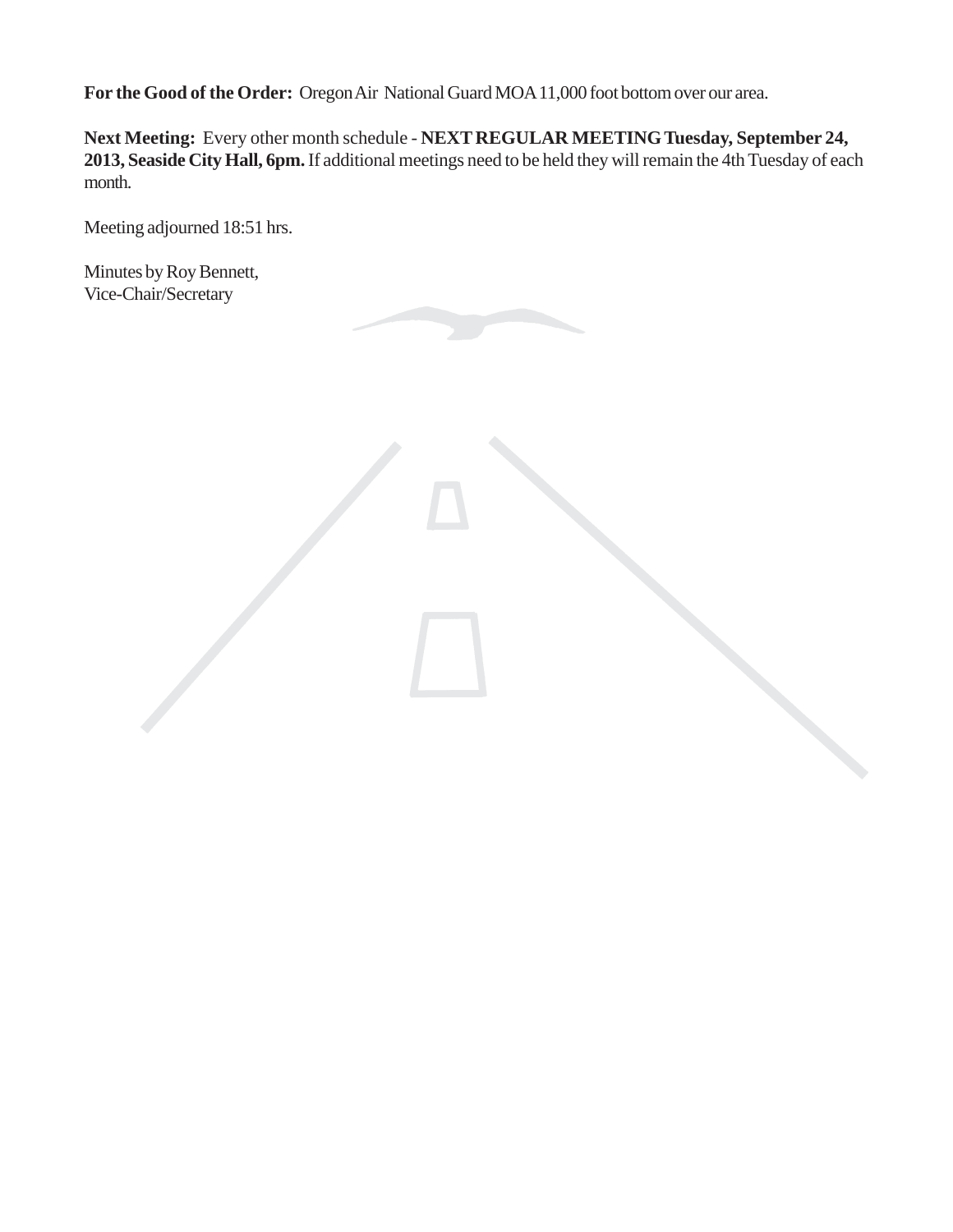**For the Good of the Order:** Oregon Air National Guard MOA 11,000 foot bottom over our area.

**Next Meeting:** Every other month schedule - **NEXT REGULAR MEETING Tuesday, September 24, 2013, Seaside City Hall, 6pm.** If additional meetings need to be held they will remain the 4th Tuesday of each month.

Meeting adjourned 18:51 hrs.

Minutes by Roy Bennett,  
Vice-Chair/Secretary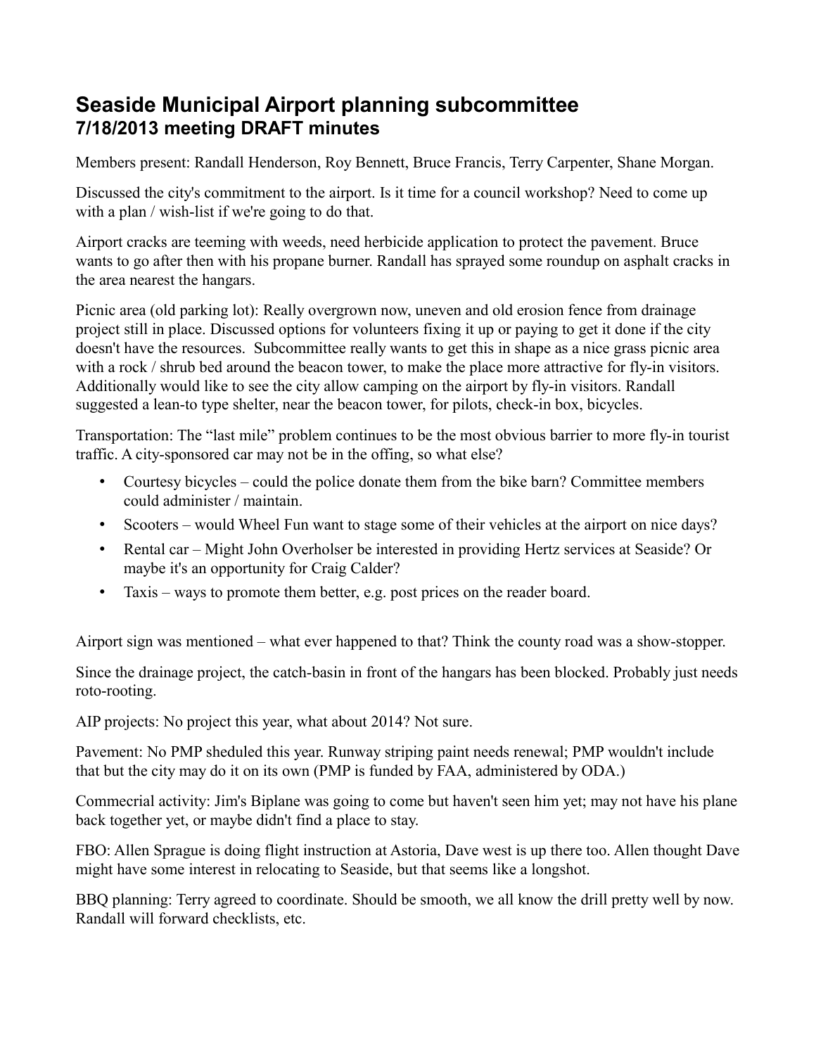# Seaside Municipal Airport planning subcommittee
## 7/18/2013 meeting DRAFT minutes

Members present: Randall Henderson, Roy Bennett, Bruce Francis, Terry Carpenter, Shane Morgan.

Discussed the city's commitment to the airport. Is it time for a council workshop? Need to come up with a plan / wish-list if we're going to do that.

Airport cracks are teeming with weeds, need herbicide application to protect the pavement. Bruce wants to go after then with his propane burner. Randall has sprayed some roundup on asphalt cracks in the area nearest the hangars.

Picnic area (old parking lot): Really overgrown now, uneven and old erosion fence from drainage project still in place. Discussed options for volunteers fixing it up or paying to get it done if the city doesn't have the resources. Subcommittee really wants to get this in shape as a nice grass picnic area with a rock / shrub bed around the beacon tower, to make the place more attractive for fly-in visitors. Additionally would like to see the city allow camping on the airport by fly-in visitors. Randall suggested a lean-to type shelter, near the beacon tower, for pilots, check-in box, bicycles.

Transportation: The "last mile" problem continues to be the most obvious barrier to more fly-in tourist traffic. A city-sponsored car may not be in the offing, so what else?

- Courtesy bicycles – could the police donate them from the bike barn? Committee members could administer / maintain.
- Scooters – would Wheel Fun want to stage some of their vehicles at the airport on nice days?
- Rental car – Might John Overholser be interested in providing Hertz services at Seaside? Or maybe it's an opportunity for Craig Calder?
- Taxis – ways to promote them better, e.g. post prices on the reader board.

Airport sign was mentioned – what ever happened to that? Think the county road was a show-stopper.

Since the drainage project, the catch-basin in front of the hangars has been blocked. Probably just needs roto-rooting.

AIP projects: No project this year, what about 2014? Not sure.

Pavement: No PMP sheduled this year. Runway striping paint needs renewal; PMP wouldn't include that but the city may do it on its own (PMP is funded by FAA, administered by ODA.)

Commecrial activity: Jim's Biplane was going to come but haven't seen him yet; may not have his plane back together yet, or maybe didn't find a place to stay.

FBO: Allen Sprague is doing flight instruction at Astoria, Dave west is up there too. Allen thought Dave might have some interest in relocating to Seaside, but that seems like a longshot.

BBQ planning: Terry agreed to coordinate. Should be smooth, we all know the drill pretty well by now. Randall will forward checklists, etc.